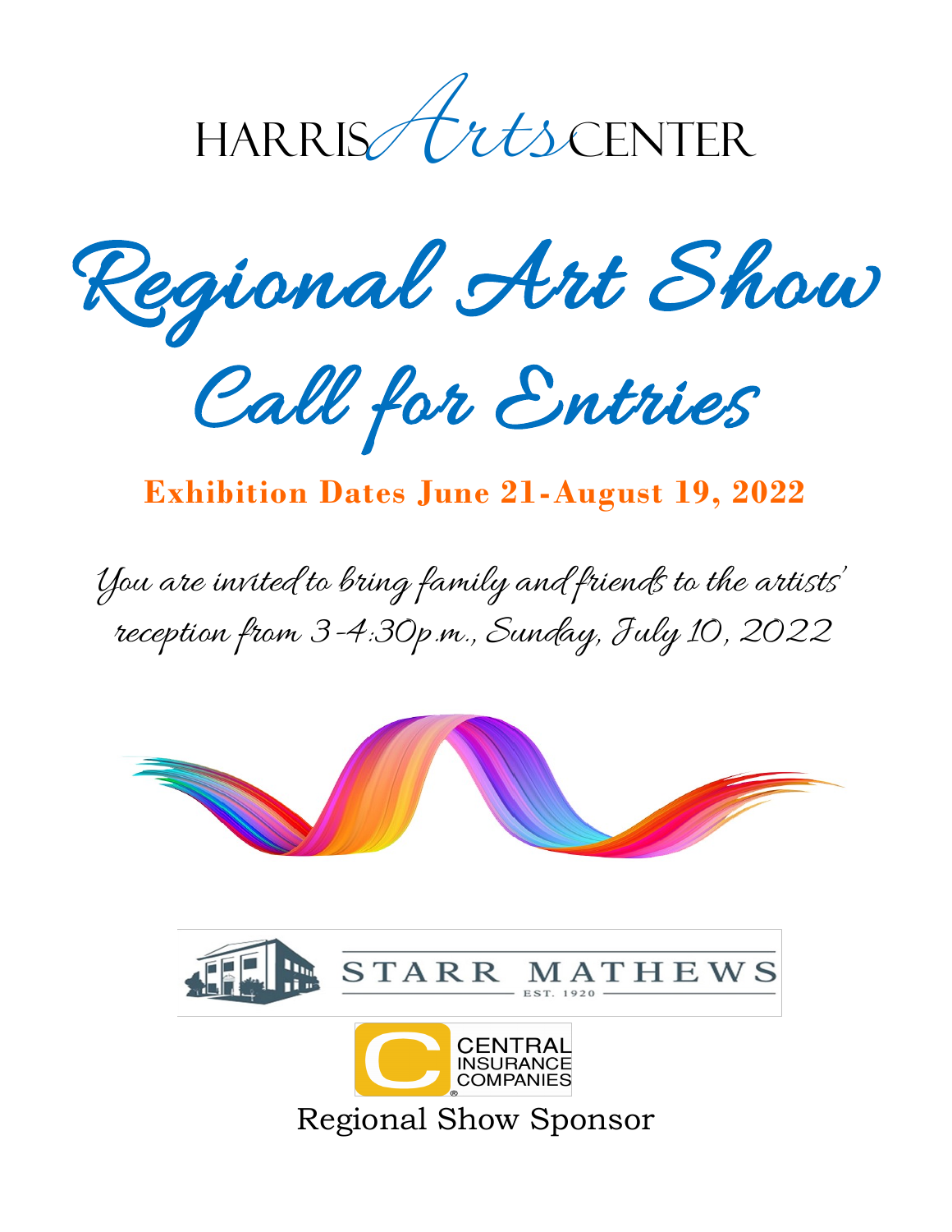# HARRIS Arts CENTER

# Regional Art Show

# Call for Entries

**Exhibition Dates June 21-August 19, 2022**

*You are invited to bring family and friends to the artists' reception from 3-4:30p.m., Sunday, July 10, 2022*

STARR MATHEWS
EST. 1920

CENTRAL INSURANCE COMPANIES

Regional Show Sponsor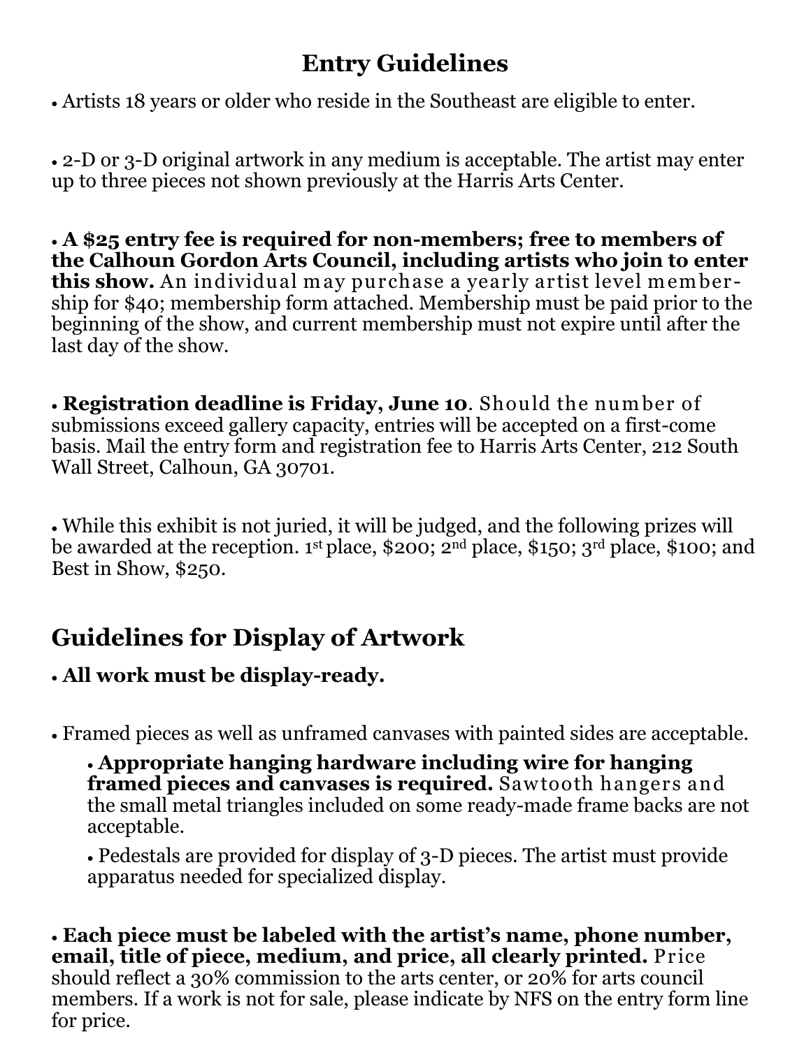# Entry Guidelines

- Artists 18 years or older who reside in the Southeast are eligible to enter.

- 2-D or 3-D original artwork in any medium is acceptable. The artist may enter up to three pieces not shown previously at the Harris Arts Center.

- **A $25 entry fee is required for non-members; free to members of the Calhoun Gordon Arts Council, including artists who join to enter this show.** An individual may purchase a yearly artist level membership for $40; membership form attached. Membership must be paid prior to the beginning of the show, and current membership must not expire until after the last day of the show.

- **Registration deadline is Friday, June 10**. Should the number of submissions exceed gallery capacity, entries will be accepted on a first-come basis. Mail the entry form and registration fee to Harris Arts Center, 212 South Wall Street, Calhoun, GA 30701.

- While this exhibit is not juried, it will be judged, and the following prizes will be awarded at the reception. 1st place, $200; 2nd place, $150; 3rd place, $100; and Best in Show, $250.

## Guidelines for Display of Artwork

- **All work must be display-ready.**

- Framed pieces as well as unframed canvases with painted sides are acceptable.
  - **Appropriate hanging hardware including wire for hanging framed pieces and canvases is required.** Sawtooth hangers and the small metal triangles included on some ready-made frame backs are not acceptable.
  - Pedestals are provided for display of 3-D pieces. The artist must provide apparatus needed for specialized display.

- **Each piece must be labeled with the artist's name, phone number, email, title of piece, medium, and price, all clearly printed.** Price should reflect a 30% commission to the arts center, or 20% for arts council members. If a work is not for sale, please indicate by NFS on the entry form line for price.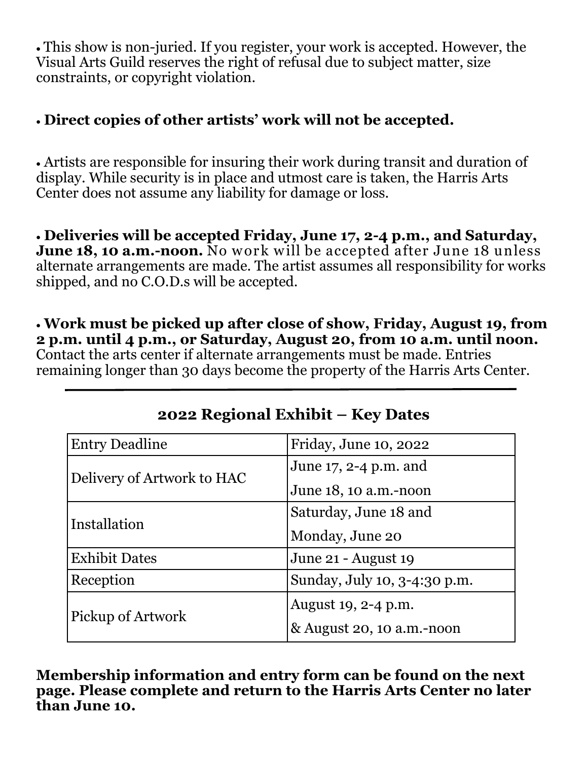- This show is non-juried. If you register, your work is accepted. However, the Visual Arts Guild reserves the right of refusal due to subject matter, size constraints, or copyright violation.

- **Direct copies of other artists' work will not be accepted.**

- Artists are responsible for insuring their work during transit and duration of display. While security is in place and utmost care is taken, the Harris Arts Center does not assume any liability for damage or loss.

- **Deliveries will be accepted Friday, June 17, 2-4 p.m., and Saturday, June 18, 10 a.m.-noon.** No work will be accepted after June 18 unless alternate arrangements are made. The artist assumes all responsibility for works shipped, and no C.O.D.s will be accepted.

- **Work must be picked up after close of show, Friday, August 19, from 2 p.m. until 4 p.m., or Saturday, August 20, from 10 a.m. until noon.** Contact the arts center if alternate arrangements must be made. Entries remaining longer than 30 days become the property of the Harris Arts Center.

---

## 2022 Regional Exhibit – Key Dates

| | |
|---|---|
| Entry Deadline | Friday, June 10, 2022 |
| Delivery of Artwork to HAC | June 17, 2-4 p.m. and<br>June 18, 10 a.m.-noon |
| Installation | Saturday, June 18 and<br>Monday, June 20 |
| Exhibit Dates | June 21 - August 19 |
| Reception | Sunday, July 10, 3-4:30 p.m. |
| Pickup of Artwork | August 19, 2-4 p.m.<br>& August 20, 10 a.m.-noon |

**Membership information and entry form can be found on the next page. Please complete and return to the Harris Arts Center no later than June 10.**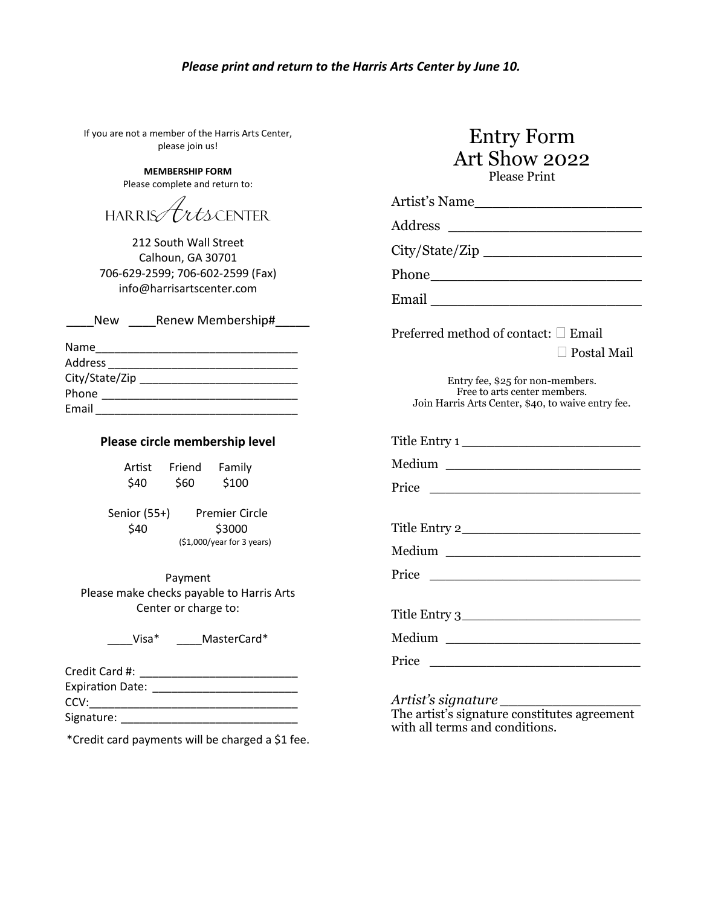***Please print and return to the Harris Arts Center by June 10.***

If you are not a member of the Harris Arts Center, please join us!

**MEMBERSHIP FORM**

Please complete and return to:

HARRIS Arts CENTER

212 South Wall Street
Calhoun, GA 30701
706-629-2599; 706-602-2599 (Fax)
info@harrisartscenter.com

____New ____Renew Membership#_____

Name_______________________________
Address _____________________________
City/State/Zip ________________________
Phone ______________________________
Email _______________________________

**Please circle membership level**

| | | |
|---|---|---|
| Artist | Friend | Family |
| $40 | $60 | $100 |

| | |
|---|---|
| Senior (55+) | Premier Circle |
| $40 | $3000 ($1,000/year for 3 years) |

Payment
Please make checks payable to Harris Arts Center or charge to:

____Visa* ____MasterCard*

Credit Card #: ________________________
Expiration Date: ______________________
CCV:________________________________
Signature: ___________________________

*Credit card payments will be charged a $1 fee.

# Entry Form
# Art Show 2022

Please Print

Artist's Name___________________
Address ______________________
City/State/Zip _________________
Phone________________________
Email ________________________

Preferred method of contact: ☐ Email
☐ Postal Mail

Entry fee, $25 for non-members.
Free to arts center members.
Join Harris Arts Center, $40, to waive entry fee.

Title Entry 1 ____________________
Medium ______________________
Price ________________________

Title Entry 2____________________
Medium ______________________
Price ________________________

Title Entry 3____________________
Medium ______________________
Price ________________________

*Artist's signature* ________________
The artist's signature constitutes agreement with all terms and conditions.